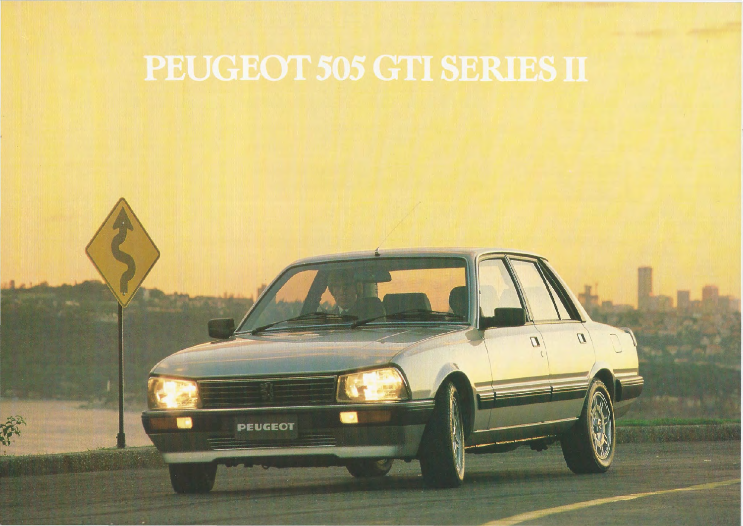# PEUGEOT 505 GTI SERIES II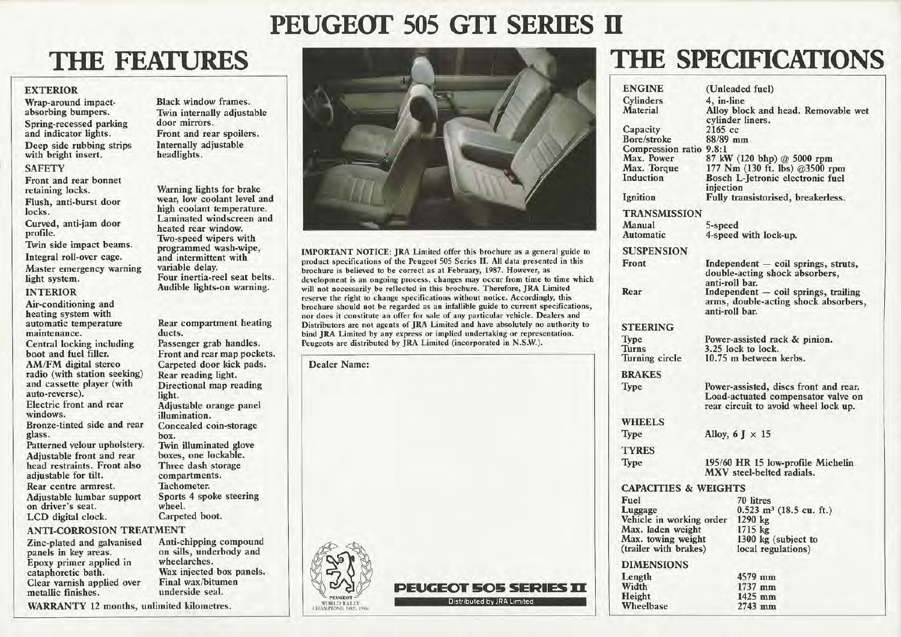# PEUGEOT 505 GTI SERIES II

## THE FEATURES

### EXTERIOR

Wrap-around impact-absorbing bumpers.
Spring-recessed parking and indicator lights.
Deep side rubbing strips with bright insert.
Black window frames.
Twin internally adjustable door mirrors.
Front and rear spoilers.
Internally adjustable headlights.

### SAFETY

Front and rear bonnet retaining locks.
Flush, anti-burst door locks.
Curved, anti-jam door profile.
Twin side impact beams.
Integral roll-over cage.
Master emergency warning light system.
Warning lights for brake wear, low coolant level and high coolant temperature.
Laminated windscreen and heated rear window.
Two-speed wipers with programmed wash-wipe, and intermittent with variable delay.
Four inertia-reel seat belts.
Audible lights-on warning.

### INTERIOR

Air-conditioning and heating system with automatic temperature maintenance.
Central locking including boot and fuel filler.
AM/FM digital stereo radio (with station seeking) and cassette player (with auto-reverse).
Electric front and rear windows.
Bronze-tinted side and rear glass.
Patterned velour upholstery.
Adjustable front and rear head restraints. Front also adjustable for tilt.
Rear centre armrest.
Adjustable lumbar support on driver's seat.
LCD digital clock.
Rear compartment heating ducts.
Passenger grab handles.
Front and rear map pockets.
Carpeted door kick pads.
Rear reading light.
Directional map reading light.
Adjustable orange panel illumination.
Concealed coin-storage box.
Twin illuminated glove boxes, one lockable.
Three dash storage compartments.
Tachometer.
Sports 4 spoke steering wheel.
Carpeted boot.

### ANTI-CORROSION TREATMENT

Zinc-plated and galvanised panels in key areas.
Epoxy primer applied in cataphoretic bath.
Clear varnish applied over metallic finishes.
Anti-chipping compound on sills, underbody and wheelarches.
Wax injected box panels.
Final wax/bitumen underside seal.

**WARRANTY** 12 months, unlimited kilometres.

IMPORTANT NOTICE: JRA Limited offer this brochure as a general guide to product specifications of the Peugeot 505 Series II. All data presented in this brochure is believed to be correct as at February, 1987. However, as development is an ongoing process, changes may occur from time to time which will not necessarily be reflected in this brochure. Therefore, JRA Limited reserve the right to change specifications without notice. Accordingly, this brochure should not be regarded as an infallible guide to current specifications, nor does it constitute an offer for sale of any particular vehicle. Dealers and Distributors are not agents of JRA Limited and have absolutely no authority to bind JRA Limited by any express or implied undertaking or representation. Peugeots are distributed by JRA Limited (incorporated in N.S.W.).

Dealer Name:

PEUGEOT WORLD RALLY CHAMPIONS 1985, 1986

**PEUGEOT 505 SERIES II**
Distributed by JRA Limited

## THE SPECIFICATIONS

### ENGINE

| | |
|---|---|
| ENGINE | (Unleaded fuel) |
| Cylinders | 4, in-line |
| Material | Alloy block and head. Removable wet cylinder liners. |
| Capacity | 2165 cc |
| Bore/stroke | 88/89 mm |
| Compression ratio | 9.8:1 |
| Max. Power | 87 kW (120 bhp) @ 5000 rpm |
| Max. Torque | 177 Nm (130 ft. lbs) @3500 rpm |
| Induction | Bosch L-Jetronic electronic fuel injection |
| Ignition | Fully transistorised, breakerless. |

### TRANSMISSION

| | |
|---|---|
| Manual | 5-speed |
| Automatic | 4-speed with lock-up. |

### SUSPENSION

| | |
|---|---|
| Front | Independent — coil springs, struts, double-acting shock absorbers, anti-roll bar. |
| Rear | Independent — coil springs, trailing arms, double-acting shock absorbers, anti-roll bar. |

### STEERING

| | |
|---|---|
| Type | Power-assisted rack & pinion. |
| Turns | 3.25 lock to lock. |
| Turning circle | 10.75 m between kerbs. |

### BRAKES

| | |
|---|---|
| Type | Power-assisted, discs front and rear. Load-actuated compensator valve on rear circuit to avoid wheel lock up. |

### WHEELS

| | |
|---|---|
| Type | Alloy, 6 J × 15 |

### TYRES

| | |
|---|---|
| Type | 195/60 HR 15 low-profile Michelin MXV steel-belted radials. |

### CAPACITIES & WEIGHTS

| | |
|---|---|
| Fuel | 70 litres |
| Luggage | 0.523 $m^3$ (18.5 cu. ft.) |
| Vehicle in working order | 1290 kg |
| Max. laden weight | 1715 kg |
| Max. towing weight (trailer with brakes) | 1300 kg (subject to local regulations) |

### DIMENSIONS

| | |
|---|---|
| Length | 4579 mm |
| Width | 1737 mm |
| Height | 1425 mm |
| Wheelbase | 2743 mm |